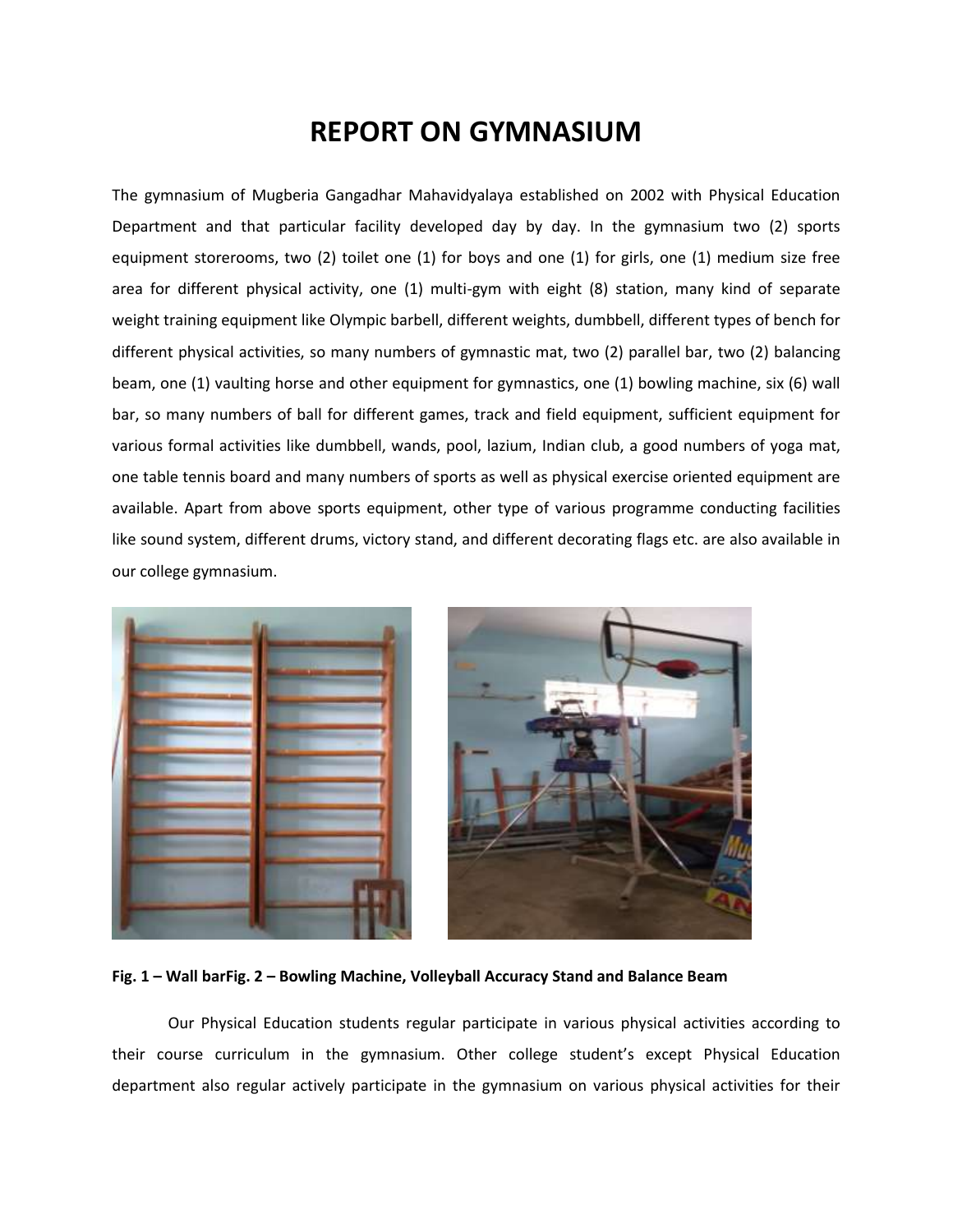# REPORT ON GYMNASIUM

The gymnasium of Mugberia Gangadhar Mahavidyalaya established on 2002 with Physical Education Department and that particular facility developed day by day. In the gymnasium two (2) sports equipment storerooms, two (2) toilet one (1) for boys and one (1) for girls, one (1) medium size free area for different physical activity, one (1) multi-gym with eight (8) station, many kind of separate weight training equipment like Olympic barbell, different weights, dumbbell, different types of bench for different physical activities, so many numbers of gymnastic mat, two (2) parallel bar, two (2) balancing beam, one (1) vaulting horse and other equipment for gymnastics, one (1) bowling machine, six (6) wall bar, so many numbers of ball for different games, track and field equipment, sufficient equipment for various formal activities like dumbbell, wands, pool, lazium, Indian club, a good numbers of yoga mat, one table tennis board and many numbers of sports as well as physical exercise oriented equipment are available. Apart from above sports equipment, other type of various programme conducting facilities like sound system, different drums, victory stand, and different decorating flags etc. are also available in our college gymnasium.

**Fig. 1 – Wall barFig. 2 – Bowling Machine, Volleyball Accuracy Stand and Balance Beam**

Our Physical Education students regular participate in various physical activities according to their course curriculum in the gymnasium. Other college student's except Physical Education department also regular actively participate in the gymnasium on various physical activities for their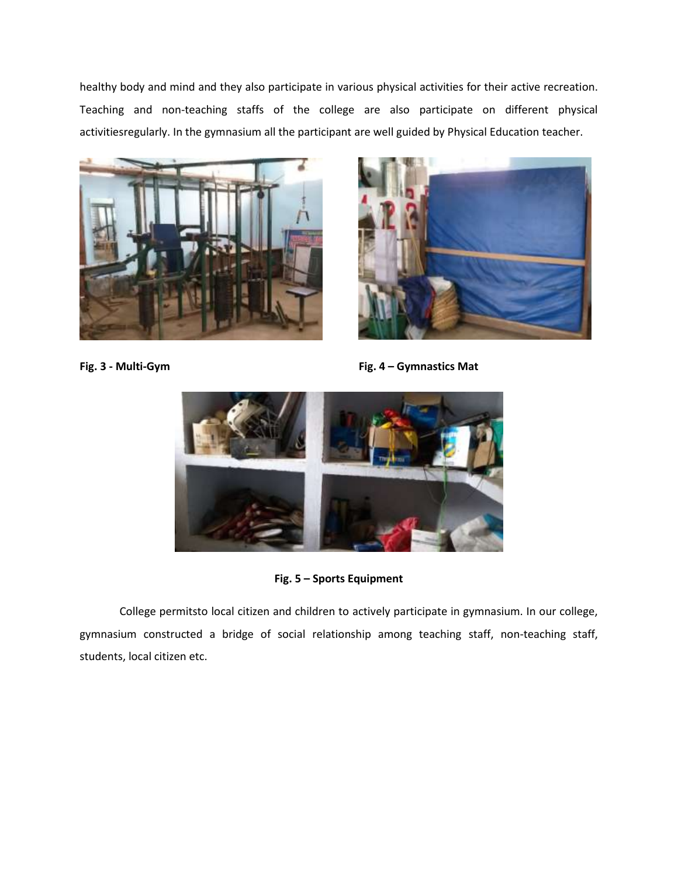healthy body and mind and they also participate in various physical activities for their active recreation. Teaching and non-teaching staffs of the college are also participate on different physical activitiesregularly. In the gymnasium all the participant are well guided by Physical Education teacher.

**Fig. 3 - Multi-Gym**

**Fig. 4 – Gymnastics Mat**

**Fig. 5 – Sports Equipment**

College permitsto local citizen and children to actively participate in gymnasium. In our college, gymnasium constructed a bridge of social relationship among teaching staff, non-teaching staff, students, local citizen etc.